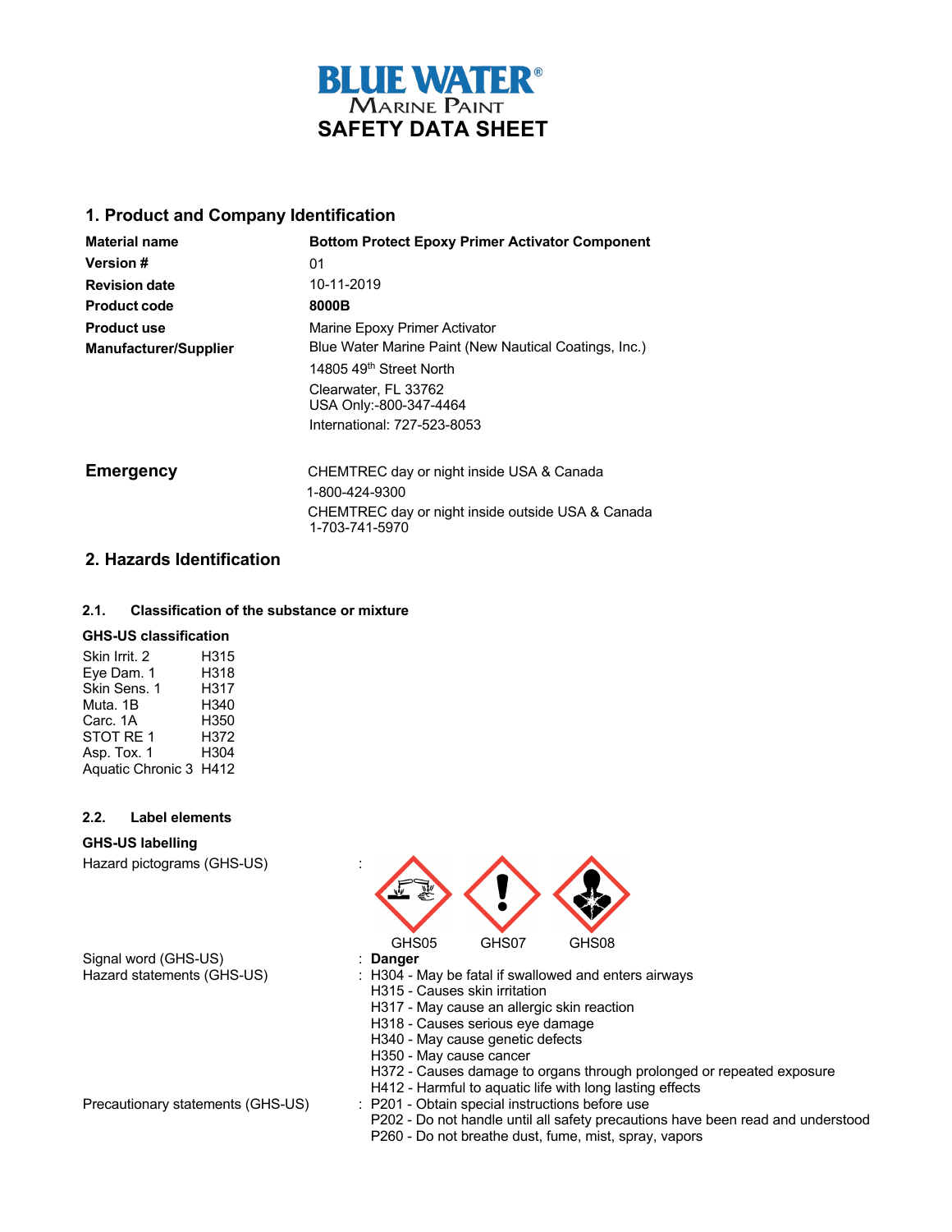# BLUE WATER® Marine Paint

# SAFETY DATA SHEET

## 1. Product and Company Identification

| | |
|---|---|
| **Material name** | **Bottom Protect Epoxy Primer Activator Component** |
| **Version #** | 01 |
| **Revision date** | 10-11-2019 |
| **Product code** | **8000B** |
| **Product use** | Marine Epoxy Primer Activator |
| **Manufacturer/Supplier** | Blue Water Marine Paint (New Nautical Coatings, Inc.)<br>14805 49th Street North<br>Clearwater, FL 33762<br>USA Only:-800-347-4464<br>International: 727-523-8053 |

**Emergency**

CHEMTREC day or night inside USA & Canada
1-800-424-9300
CHEMTREC day or night inside outside USA & Canada
1-703-741-5970

## 2. Hazards Identification

### 2.1. Classification of the substance or mixture

**GHS-US classification**

| | |
|---|---|
| Skin Irrit. 2 | H315 |
| Eye Dam. 1 | H318 |
| Skin Sens. 1 | H317 |
| Muta. 1B | H340 |
| Carc. 1A | H350 |
| STOT RE 1 | H372 |
| Asp. Tox. 1 | H304 |
| Aquatic Chronic 3 | H412 |

### 2.2. Label elements

**GHS-US labelling**

Hazard pictograms (GHS-US) : GHS05 GHS07 GHS08

Signal word (GHS-US) : **Danger**

Hazard statements (GHS-US) :
- H304 - May be fatal if swallowed and enters airways
- H315 - Causes skin irritation
- H317 - May cause an allergic skin reaction
- H318 - Causes serious eye damage
- H340 - May cause genetic defects
- H350 - May cause cancer
- H372 - Causes damage to organs through prolonged or repeated exposure
- H412 - Harmful to aquatic life with long lasting effects

Precautionary statements (GHS-US) :
- P201 - Obtain special instructions before use
- P202 - Do not handle until all safety precautions have been read and understood
- P260 - Do not breathe dust, fume, mist, spray, vapors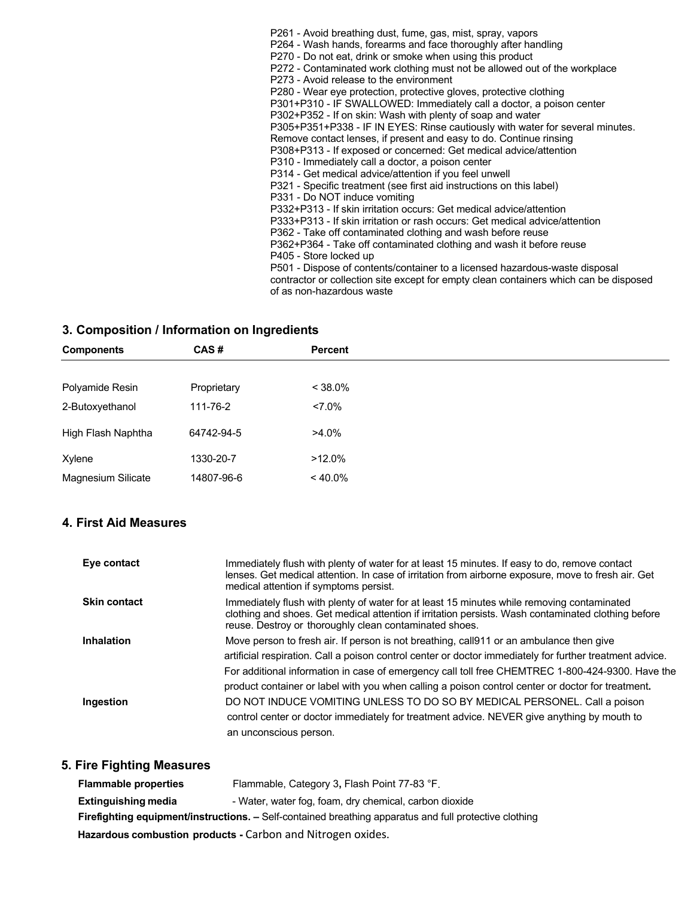P261 - Avoid breathing dust, fume, gas, mist, spray, vapors
P264 - Wash hands, forearms and face thoroughly after handling
P270 - Do not eat, drink or smoke when using this product
P272 - Contaminated work clothing must not be allowed out of the workplace
P273 - Avoid release to the environment
P280 - Wear eye protection, protective gloves, protective clothing
P301+P310 - IF SWALLOWED: Immediately call a doctor, a poison center
P302+P352 - If on skin: Wash with plenty of soap and water
P305+P351+P338 - IF IN EYES: Rinse cautiously with water for several minutes. Remove contact lenses, if present and easy to do. Continue rinsing
P308+P313 - If exposed or concerned: Get medical advice/attention
P310 - Immediately call a doctor, a poison center
P314 - Get medical advice/attention if you feel unwell
P321 - Specific treatment (see first aid instructions on this label)
P331 - Do NOT induce vomiting
P332+P313 - If skin irritation occurs: Get medical advice/attention
P333+P313 - If skin irritation or rash occurs: Get medical advice/attention
P362 - Take off contaminated clothing and wash before reuse
P362+P364 - Take off contaminated clothing and wash it before reuse
P405 - Store locked up
P501 - Dispose of contents/container to a licensed hazardous-waste disposal contractor or collection site except for empty clean containers which can be disposed of as non-hazardous waste

## 3. Composition / Information on Ingredients

| Components | CAS # | Percent |
|---|---|---|
| Polyamide Resin | Proprietary | < 38.0% |
| 2-Butoxyethanol | 111-76-2 | <7.0% |
| High Flash Naphtha | 64742-94-5 | >4.0% |
| Xylene | 1330-20-7 | >12.0% |
| Magnesium Silicate | 14807-96-6 | < 40.0% |

## 4. First Aid Measures

**Eye contact** Immediately flush with plenty of water for at least 15 minutes. If easy to do, remove contact lenses. Get medical attention. In case of irritation from airborne exposure, move to fresh air. Get medical attention if symptoms persist.

**Skin contact** Immediately flush with plenty of water for at least 15 minutes while removing contaminated clothing and shoes. Get medical attention if irritation persists. Wash contaminated clothing before reuse. Destroy or thoroughly clean contaminated shoes.

**Inhalation** Move person to fresh air. If person is not breathing, call911 or an ambulance then give artificial respiration. Call a poison control center or doctor immediately for further treatment advice. For additional information in case of emergency call toll free CHEMTREC 1-800-424-9300. Have the product container or label with you when calling a poison control center or doctor for treatment**.**

**Ingestion** DO NOT INDUCE VOMITING UNLESS TO DO SO BY MEDICAL PERSONEL. Call a poison control center or doctor immediately for treatment advice. NEVER give anything by mouth to an unconscious person.

## 5. Fire Fighting Measures

**Flammable properties** Flammable, Category 3**,** Flash Point 77-83 °F.

**Extinguishing media** - Water, water fog, foam, dry chemical, carbon dioxide

**Firefighting equipment/instructions. –** Self-contained breathing apparatus and full protective clothing

**Hazardous combustion products -** Carbon and Nitrogen oxides.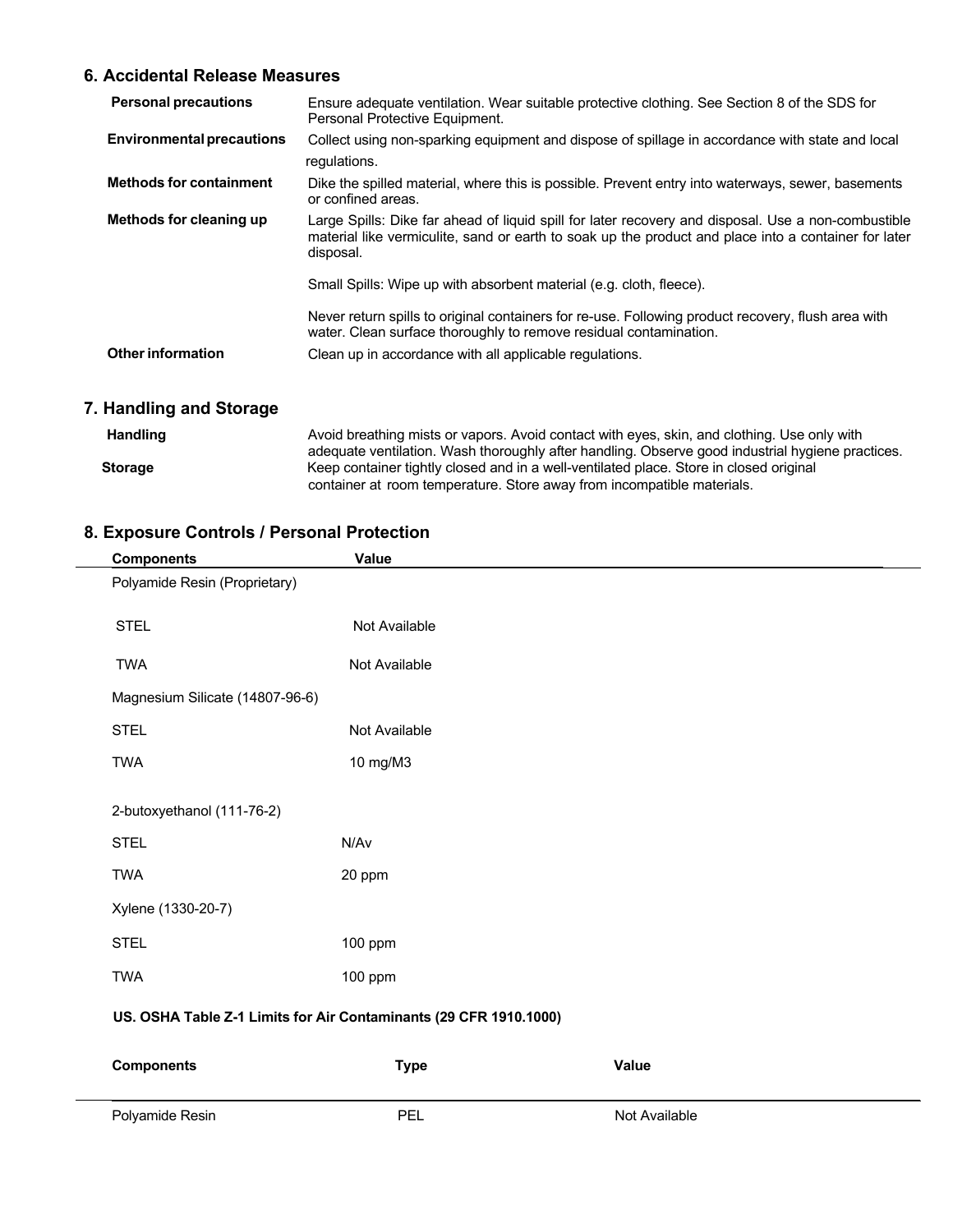## 6. Accidental Release Measures

| | |
|---|---|
| **Personal precautions** | Ensure adequate ventilation. Wear suitable protective clothing. See Section 8 of the SDS for Personal Protective Equipment. |
| **Environmental precautions** | Collect using non-sparking equipment and dispose of spillage in accordance with state and local regulations. |
| **Methods for containment** | Dike the spilled material, where this is possible. Prevent entry into waterways, sewer, basements or confined areas. |
| **Methods for cleaning up** | Large Spills: Dike far ahead of liquid spill for later recovery and disposal. Use a non-combustible material like vermiculite, sand or earth to soak up the product and place into a container for later disposal.<br><br>Small Spills: Wipe up with absorbent material (e.g. cloth, fleece).<br><br>Never return spills to original containers for re-use. Following product recovery, flush area with water. Clean surface thoroughly to remove residual contamination. |
| **Other information** | Clean up in accordance with all applicable regulations. |

## 7. Handling and Storage

| | |
|---|---|
| **Handling** | Avoid breathing mists or vapors. Avoid contact with eyes, skin, and clothing. Use only with adequate ventilation. Wash thoroughly after handling. Observe good industrial hygiene practices. |
| **Storage** | Keep container tightly closed and in a well-ventilated place. Store in closed original container at room temperature. Store away from incompatible materials. |

## 8. Exposure Controls / Personal Protection

| Components | Value |
|---|---|
| Polyamide Resin (Proprietary) | |
| STEL | Not Available |
| TWA | Not Available |
| Magnesium Silicate (14807-96-6) | |
| STEL | Not Available |
| TWA | 10 mg/M3 |
| 2-butoxyethanol (111-76-2) | |
| STEL | N/Av |
| TWA | 20 ppm |
| Xylene (1330-20-7) | |
| STEL | 100 ppm |
| TWA | 100 ppm |

**US. OSHA Table Z-1 Limits for Air Contaminants (29 CFR 1910.1000)**

| Components | Type | Value |
|---|---|---|
| Polyamide Resin | PEL | Not Available |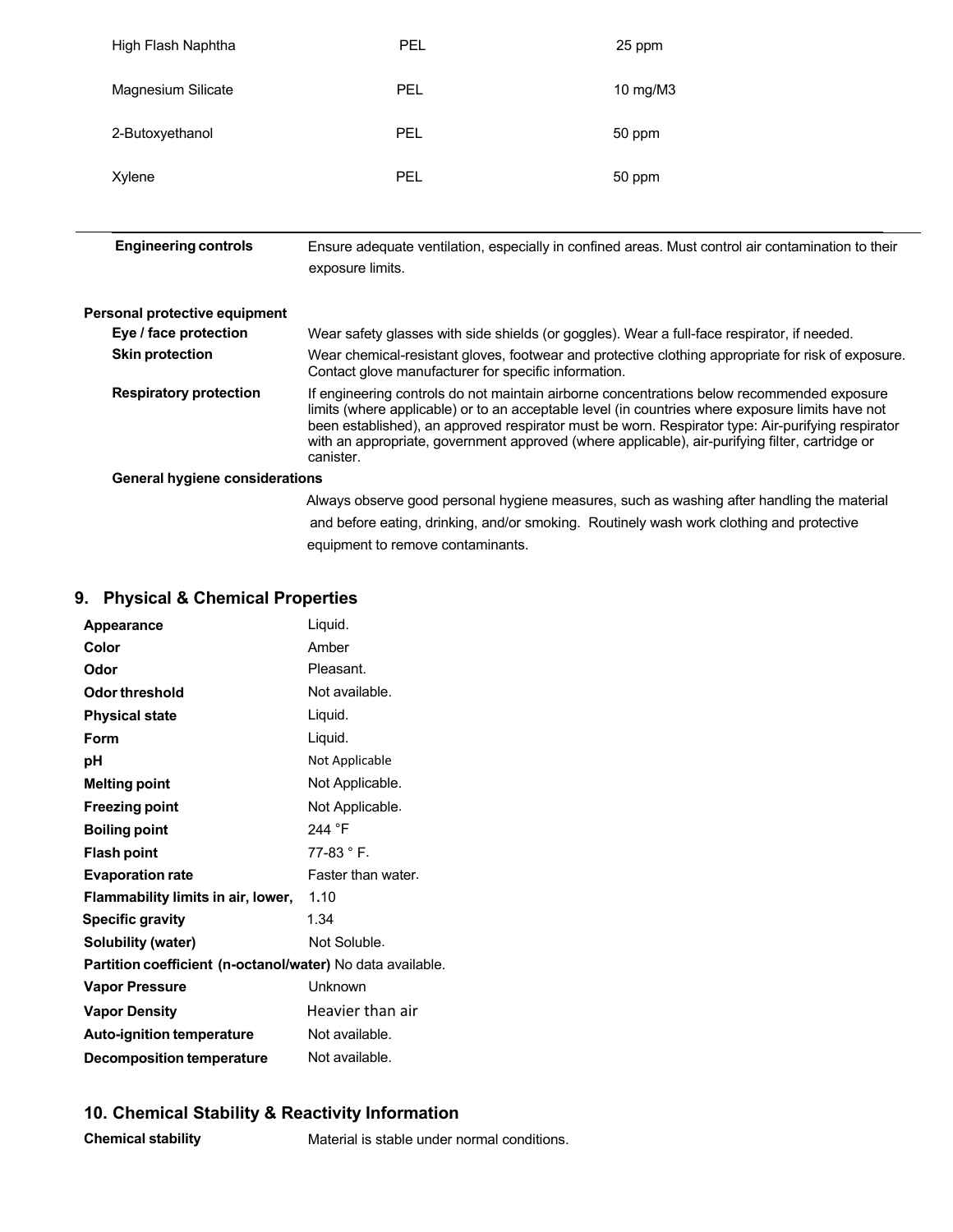| | | |
|---|---|---|
| High Flash Naphtha | PEL | 25 ppm |
| Magnesium Silicate | PEL | 10 mg/M3 |
| 2-Butoxyethanol | PEL | 50 ppm |
| Xylene | PEL | 50 ppm |

**Engineering controls** Ensure adequate ventilation, especially in confined areas. Must control air contamination to their exposure limits.

**Personal protective equipment**

**Eye / face protection** Wear safety glasses with side shields (or goggles). Wear a full-face respirator, if needed.

**Skin protection** Wear chemical-resistant gloves, footwear and protective clothing appropriate for risk of exposure. Contact glove manufacturer for specific information.

**Respiratory protection** If engineering controls do not maintain airborne concentrations below recommended exposure limits (where applicable) or to an acceptable level (in countries where exposure limits have not been established), an approved respirator must be worn. Respirator type: Air-purifying respirator with an appropriate, government approved (where applicable), air-purifying filter, cartridge or canister.

**General hygiene considerations**

Always observe good personal hygiene measures, such as washing after handling the material and before eating, drinking, and/or smoking. Routinely wash work clothing and protective equipment to remove contaminants.

## 9. Physical & Chemical Properties

| | |
|---|---|
| **Appearance** | Liquid. |
| **Color** | Amber |
| **Odor** | Pleasant. |
| **Odor threshold** | Not available. |
| **Physical state** | Liquid. |
| **Form** | Liquid. |
| **pH** | Not Applicable |
| **Melting point** | Not Applicable. |
| **Freezing point** | Not Applicable. |
| **Boiling point** | 244 °F |
| **Flash point** | 77-83 ° F. |
| **Evaporation rate** | Faster than water. |
| **Flammability limits in air, lower,** | 1.10 |
| **Specific gravity** | 1.34 |
| **Solubility (water)** | Not Soluble. |
| **Partition coefficient (n-octanol/water)** | No data available. |
| **Vapor Pressure** | Unknown |
| **Vapor Density** | Heavier than air |
| **Auto-ignition temperature** | Not available. |
| **Decomposition temperature** | Not available. |

## 10. Chemical Stability & Reactivity Information

**Chemical stability** Material is stable under normal conditions.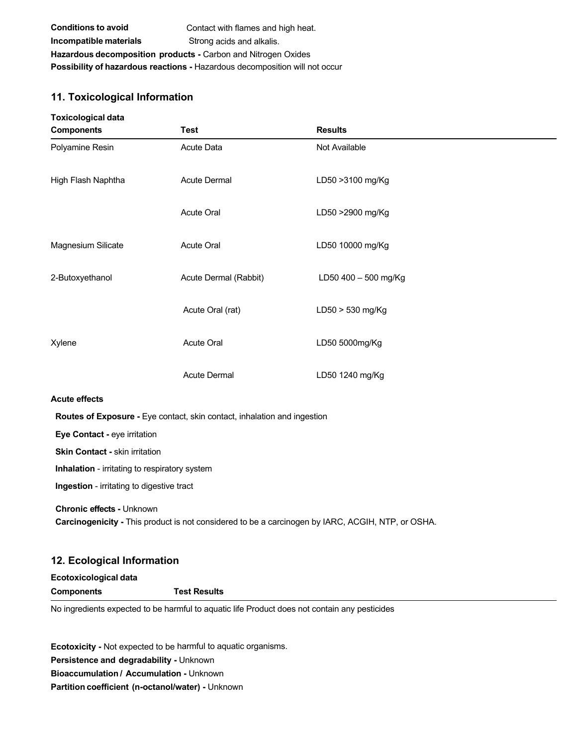**Conditions to avoid** Contact with flames and high heat.

**Incompatible materials** Strong acids and alkalis.

**Hazardous decomposition products -** Carbon and Nitrogen Oxides

**Possibility of hazardous reactions -** Hazardous decomposition will not occur

## 11. Toxicological Information

**Toxicological data**

| Components | Test | Results |
|---|---|---|
| Polyamine Resin | Acute Data | Not Available |
| High Flash Naphtha | Acute Dermal | LD50 >3100 mg/Kg |
| | Acute Oral | LD50 >2900 mg/Kg |
| Magnesium Silicate | Acute Oral | LD50 10000 mg/Kg |
| 2-Butoxyethanol | Acute Dermal (Rabbit) | LD50 400 – 500 mg/Kg |
| | Acute Oral (rat) | LD50 > 530 mg/Kg |
| Xylene | Acute Oral | LD50 5000mg/Kg |
| | Acute Dermal | LD50 1240 mg/Kg |

**Acute effects**

**Routes of Exposure -** Eye contact, skin contact, inhalation and ingestion

**Eye Contact -** eye irritation

**Skin Contact -** skin irritation

**Inhalation** - irritating to respiratory system

**Ingestion** - irritating to digestive tract

**Chronic effects -** Unknown

**Carcinogenicity -** This product is not considered to be a carcinogen by IARC, ACGIH, NTP, or OSHA.

## 12. Ecological Information

**Ecotoxicological data**

| Components | Test Results |
|---|---|

No ingredients expected to be harmful to aquatic life Product does not contain any pesticides

**Ecotoxicity -** Not expected to be harmful to aquatic organisms.

**Persistence and degradability -** Unknown

**Bioaccumulation / Accumulation -** Unknown

**Partition coefficient (n-octanol/water) -** Unknown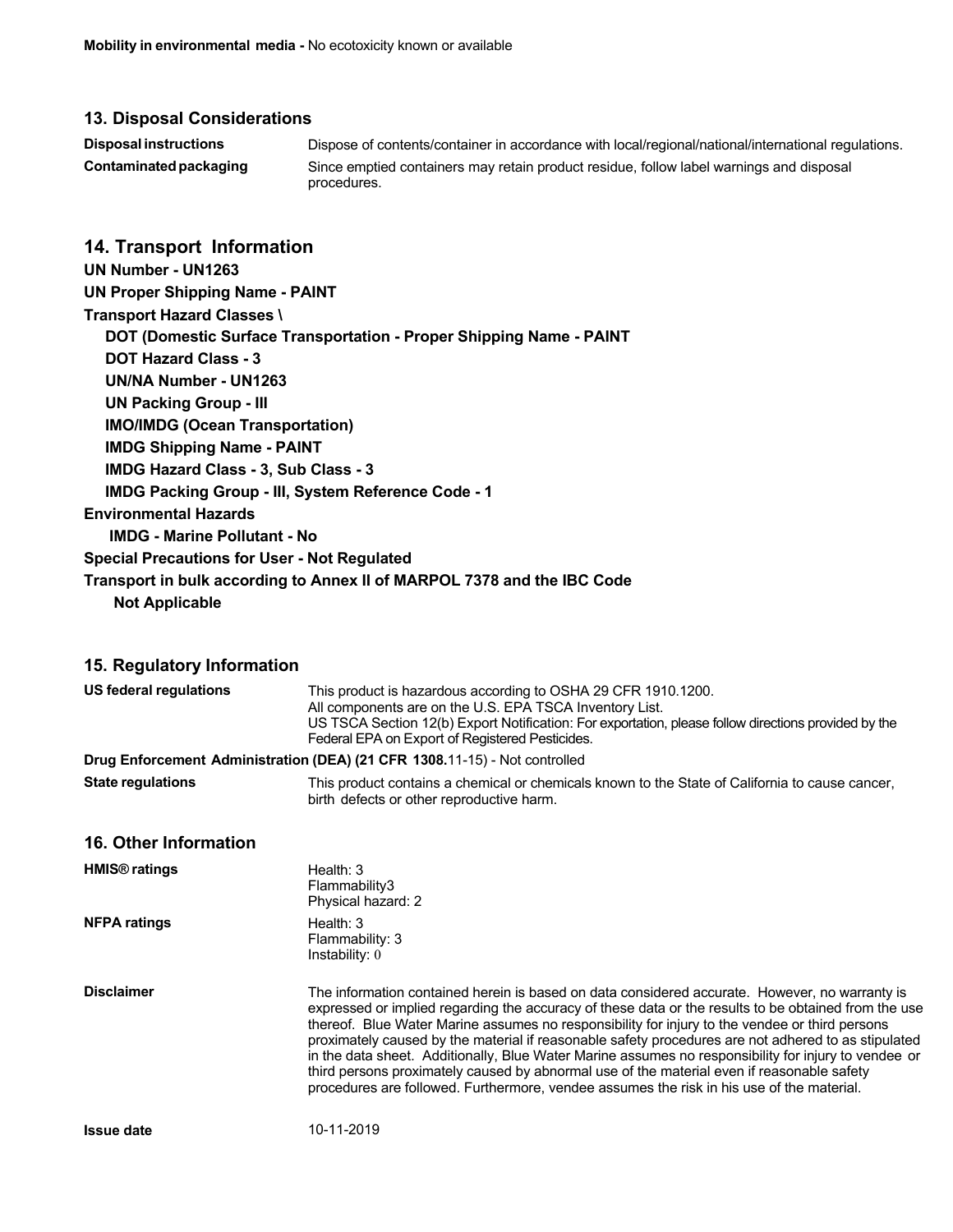**Mobility in environmental media -** No ecotoxicity known or available

## 13. Disposal Considerations

| | |
|---|---|
| **Disposal instructions** | Dispose of contents/container in accordance with local/regional/national/international regulations. |
| **Contaminated packaging** | Since emptied containers may retain product residue, follow label warnings and disposal procedures. |

## 14. Transport Information

**UN Number - UN1263**

**UN Proper Shipping Name - PAINT**

**Transport Hazard Classes \**

**DOT (Domestic Surface Transportation - Proper Shipping Name - PAINT**

**DOT Hazard Class - 3**

**UN/NA Number - UN1263**

**UN Packing Group - III**

**IMO/IMDG (Ocean Transportation)**

**IMDG Shipping Name - PAINT**

**IMDG Hazard Class - 3, Sub Class - 3**

**IMDG Packing Group - III, System Reference Code - 1**

**Environmental Hazards**

**IMDG - Marine Pollutant - No**

**Special Precautions for User - Not Regulated**

**Transport in bulk according to Annex II of MARPOL 7378 and the IBC Code**

**Not Applicable**

## 15. Regulatory Information

| | |
|---|---|
| **US federal regulations** | This product is hazardous according to OSHA 29 CFR 1910.1200.<br>All components are on the U.S. EPA TSCA Inventory List.<br>US TSCA Section 12(b) Export Notification: For exportation, please follow directions provided by the Federal EPA on Export of Registered Pesticides. |

**Drug Enforcement Administration (DEA) (21 CFR 1308.**11-15) - Not controlled

| | |
|---|---|
| **State regulations** | This product contains a chemical or chemicals known to the State of California to cause cancer, birth defects or other reproductive harm. |

## 16. Other Information

| | |
|---|---|
| **HMIS® ratings** | Health: 3<br>Flammability3<br>Physical hazard: 2 |
| **NFPA ratings** | Health: 3<br>Flammability: 3<br>Instability: 0 |
| **Disclaimer** | The information contained herein is based on data considered accurate. However, no warranty is expressed or implied regarding the accuracy of these data or the results to be obtained from the use thereof. Blue Water Marine assumes no responsibility for injury to the vendee or third persons proximately caused by the material if reasonable safety procedures are not adhered to as stipulated in the data sheet. Additionally, Blue Water Marine assumes no responsibility for injury to vendee or third persons proximately caused by abnormal use of the material even if reasonable safety procedures are followed. Furthermore, vendee assumes the risk in his use of the material. |
| **Issue date** | 10-11-2019 |